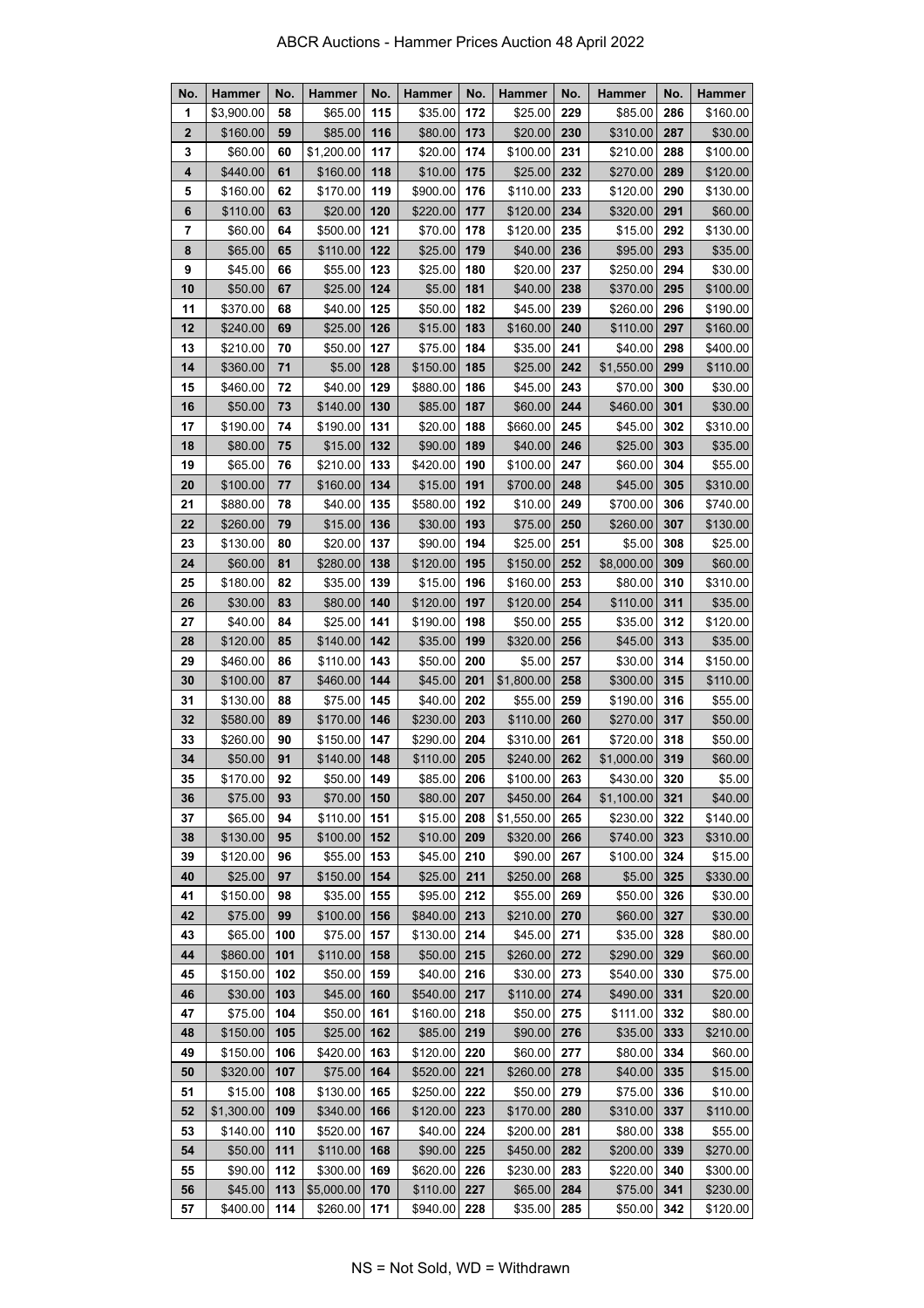# ABCR Auctions - Hammer Prices Auction 48 April 2022

| No. | Hammer | No. | Hammer | No. | Hammer | No. | Hammer | No. | Hammer | No. | Hammer |
|---|---|---|---|---|---|---|---|---|---|---|---|
| 1 | $3,900.00 | 58 | $65.00 | 115 | $35.00 | 172 | $25.00 | 229 | $85.00 | 286 | $160.00 |
| 2 | $160.00 | 59 | $85.00 | 116 | $80.00 | 173 | $20.00 | 230 | $310.00 | 287 | $30.00 |
| 3 | $60.00 | 60 | $1,200.00 | 117 | $20.00 | 174 | $100.00 | 231 | $210.00 | 288 | $100.00 |
| 4 | $440.00 | 61 | $160.00 | 118 | $10.00 | 175 | $25.00 | 232 | $270.00 | 289 | $120.00 |
| 5 | $160.00 | 62 | $170.00 | 119 | $900.00 | 176 | $110.00 | 233 | $120.00 | 290 | $130.00 |
| 6 | $110.00 | 63 | $20.00 | 120 | $220.00 | 177 | $120.00 | 234 | $320.00 | 291 | $60.00 |
| 7 | $60.00 | 64 | $500.00 | 121 | $70.00 | 178 | $120.00 | 235 | $15.00 | 292 | $130.00 |
| 8 | $65.00 | 65 | $110.00 | 122 | $25.00 | 179 | $40.00 | 236 | $95.00 | 293 | $35.00 |
| 9 | $45.00 | 66 | $55.00 | 123 | $25.00 | 180 | $20.00 | 237 | $250.00 | 294 | $30.00 |
| 10 | $50.00 | 67 | $25.00 | 124 | $5.00 | 181 | $40.00 | 238 | $370.00 | 295 | $100.00 |
| 11 | $370.00 | 68 | $40.00 | 125 | $50.00 | 182 | $45.00 | 239 | $260.00 | 296 | $190.00 |
| 12 | $240.00 | 69 | $25.00 | 126 | $15.00 | 183 | $160.00 | 240 | $110.00 | 297 | $160.00 |
| 13 | $210.00 | 70 | $50.00 | 127 | $75.00 | 184 | $35.00 | 241 | $40.00 | 298 | $400.00 |
| 14 | $360.00 | 71 | $5.00 | 128 | $150.00 | 185 | $25.00 | 242 | $1,550.00 | 299 | $110.00 |
| 15 | $460.00 | 72 | $40.00 | 129 | $880.00 | 186 | $45.00 | 243 | $70.00 | 300 | $30.00 |
| 16 | $50.00 | 73 | $140.00 | 130 | $85.00 | 187 | $60.00 | 244 | $460.00 | 301 | $30.00 |
| 17 | $190.00 | 74 | $190.00 | 131 | $20.00 | 188 | $660.00 | 245 | $45.00 | 302 | $310.00 |
| 18 | $80.00 | 75 | $15.00 | 132 | $90.00 | 189 | $40.00 | 246 | $25.00 | 303 | $35.00 |
| 19 | $65.00 | 76 | $210.00 | 133 | $420.00 | 190 | $100.00 | 247 | $60.00 | 304 | $55.00 |
| 20 | $100.00 | 77 | $160.00 | 134 | $15.00 | 191 | $700.00 | 248 | $45.00 | 305 | $310.00 |
| 21 | $880.00 | 78 | $40.00 | 135 | $580.00 | 192 | $10.00 | 249 | $700.00 | 306 | $740.00 |
| 22 | $260.00 | 79 | $15.00 | 136 | $30.00 | 193 | $75.00 | 250 | $260.00 | 307 | $130.00 |
| 23 | $130.00 | 80 | $20.00 | 137 | $90.00 | 194 | $25.00 | 251 | $5.00 | 308 | $25.00 |
| 24 | $60.00 | 81 | $280.00 | 138 | $120.00 | 195 | $150.00 | 252 | $8,000.00 | 309 | $60.00 |
| 25 | $180.00 | 82 | $35.00 | 139 | $15.00 | 196 | $160.00 | 253 | $80.00 | 310 | $310.00 |
| 26 | $30.00 | 83 | $80.00 | 140 | $120.00 | 197 | $120.00 | 254 | $110.00 | 311 | $35.00 |
| 27 | $40.00 | 84 | $25.00 | 141 | $190.00 | 198 | $50.00 | 255 | $35.00 | 312 | $120.00 |
| 28 | $120.00 | 85 | $140.00 | 142 | $35.00 | 199 | $320.00 | 256 | $45.00 | 313 | $35.00 |
| 29 | $460.00 | 86 | $110.00 | 143 | $50.00 | 200 | $5.00 | 257 | $30.00 | 314 | $150.00 |
| 30 | $100.00 | 87 | $460.00 | 144 | $45.00 | 201 | $1,800.00 | 258 | $300.00 | 315 | $110.00 |
| 31 | $130.00 | 88 | $75.00 | 145 | $40.00 | 202 | $55.00 | 259 | $190.00 | 316 | $55.00 |
| 32 | $580.00 | 89 | $170.00 | 146 | $230.00 | 203 | $110.00 | 260 | $270.00 | 317 | $50.00 |
| 33 | $260.00 | 90 | $150.00 | 147 | $290.00 | 204 | $310.00 | 261 | $720.00 | 318 | $50.00 |
| 34 | $50.00 | 91 | $140.00 | 148 | $110.00 | 205 | $240.00 | 262 | $1,000.00 | 319 | $60.00 |
| 35 | $170.00 | 92 | $50.00 | 149 | $85.00 | 206 | $100.00 | 263 | $430.00 | 320 | $5.00 |
| 36 | $75.00 | 93 | $70.00 | 150 | $80.00 | 207 | $450.00 | 264 | $1,100.00 | 321 | $40.00 |
| 37 | $65.00 | 94 | $110.00 | 151 | $15.00 | 208 | $1,550.00 | 265 | $230.00 | 322 | $140.00 |
| 38 | $130.00 | 95 | $100.00 | 152 | $10.00 | 209 | $320.00 | 266 | $740.00 | 323 | $310.00 |
| 39 | $120.00 | 96 | $55.00 | 153 | $45.00 | 210 | $90.00 | 267 | $100.00 | 324 | $15.00 |
| 40 | $25.00 | 97 | $150.00 | 154 | $25.00 | 211 | $250.00 | 268 | $5.00 | 325 | $330.00 |
| 41 | $150.00 | 98 | $35.00 | 155 | $95.00 | 212 | $55.00 | 269 | $50.00 | 326 | $30.00 |
| 42 | $75.00 | 99 | $100.00 | 156 | $840.00 | 213 | $210.00 | 270 | $60.00 | 327 | $30.00 |
| 43 | $65.00 | 100 | $75.00 | 157 | $130.00 | 214 | $45.00 | 271 | $35.00 | 328 | $80.00 |
| 44 | $860.00 | 101 | $110.00 | 158 | $50.00 | 215 | $260.00 | 272 | $290.00 | 329 | $60.00 |
| 45 | $150.00 | 102 | $50.00 | 159 | $40.00 | 216 | $30.00 | 273 | $540.00 | 330 | $75.00 |
| 46 | $30.00 | 103 | $45.00 | 160 | $540.00 | 217 | $110.00 | 274 | $490.00 | 331 | $20.00 |
| 47 | $75.00 | 104 | $50.00 | 161 | $160.00 | 218 | $50.00 | 275 | $111.00 | 332 | $80.00 |
| 48 | $150.00 | 105 | $25.00 | 162 | $85.00 | 219 | $90.00 | 276 | $35.00 | 333 | $210.00 |
| 49 | $150.00 | 106 | $420.00 | 163 | $120.00 | 220 | $60.00 | 277 | $80.00 | 334 | $60.00 |
| 50 | $320.00 | 107 | $75.00 | 164 | $520.00 | 221 | $260.00 | 278 | $40.00 | 335 | $15.00 |
| 51 | $15.00 | 108 | $130.00 | 165 | $250.00 | 222 | $50.00 | 279 | $75.00 | 336 | $10.00 |
| 52 | $1,300.00 | 109 | $340.00 | 166 | $120.00 | 223 | $170.00 | 280 | $310.00 | 337 | $110.00 |
| 53 | $140.00 | 110 | $520.00 | 167 | $40.00 | 224 | $200.00 | 281 | $80.00 | 338 | $55.00 |
| 54 | $50.00 | 111 | $110.00 | 168 | $90.00 | 225 | $450.00 | 282 | $200.00 | 339 | $270.00 |
| 55 | $90.00 | 112 | $300.00 | 169 | $620.00 | 226 | $230.00 | 283 | $220.00 | 340 | $300.00 |
| 56 | $45.00 | 113 | $5,000.00 | 170 | $110.00 | 227 | $65.00 | 284 | $75.00 | 341 | $230.00 |
| 57 | $400.00 | 114 | $260.00 | 171 | $940.00 | 228 | $35.00 | 285 | $50.00 | 342 | $120.00 |

NS = Not Sold, WD = Withdrawn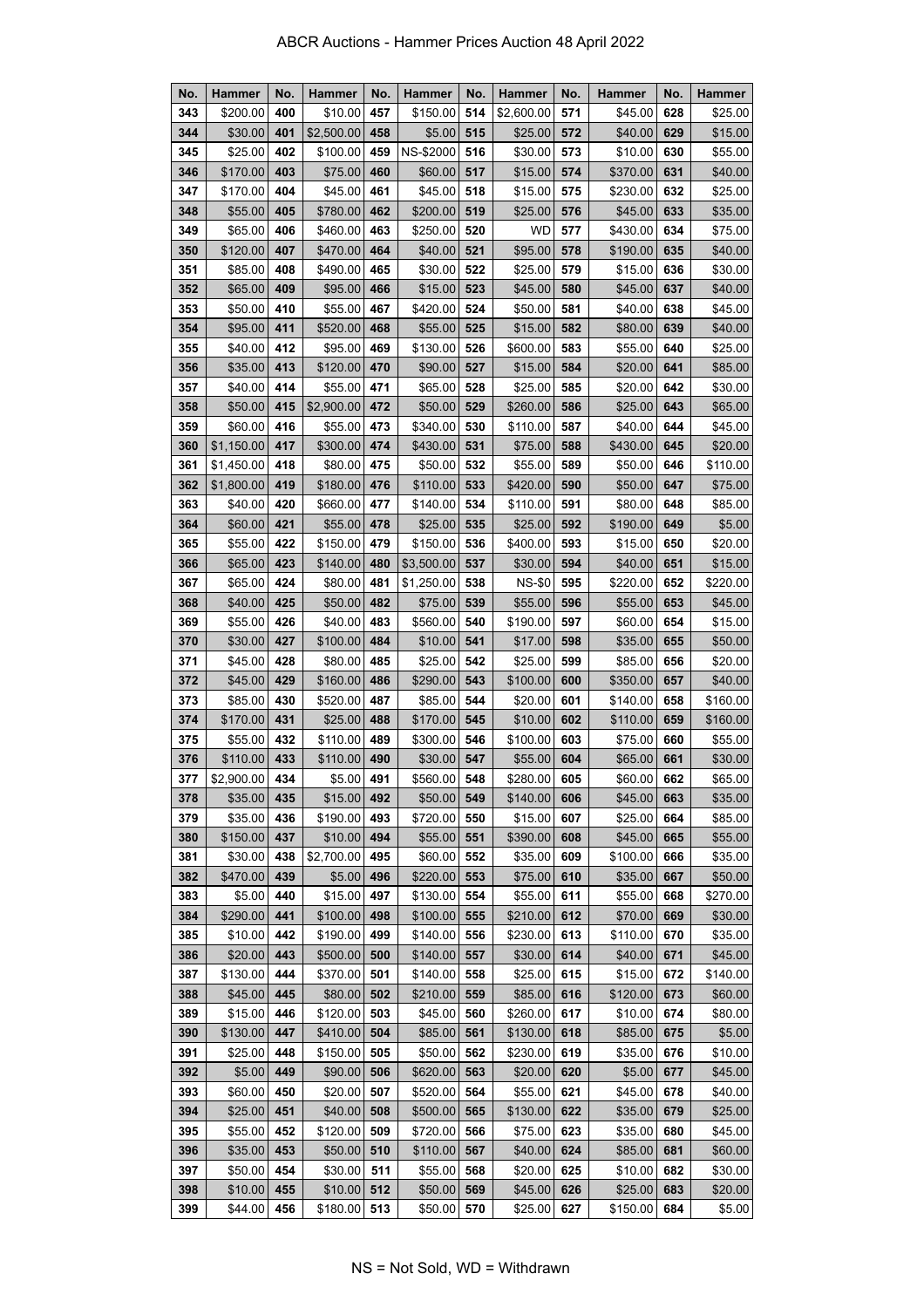# ABCR Auctions - Hammer Prices Auction 48 April 2022

| No. | Hammer | No. | Hammer | No. | Hammer | No. | Hammer | No. | Hammer | No. | Hammer |
|---|---|---|---|---|---|---|---|---|---|---|---|
| 343 | $200.00 | 400 | $10.00 | 457 | $150.00 | 514 | $2,600.00 | 571 | $45.00 | 628 | $25.00 |
| 344 | $30.00 | 401 | $2,500.00 | 458 | $5.00 | 515 | $25.00 | 572 | $40.00 | 629 | $15.00 |
| 345 | $25.00 | 402 | $100.00 | 459 | NS-$2000 | 516 | $30.00 | 573 | $10.00 | 630 | $55.00 |
| 346 | $170.00 | 403 | $75.00 | 460 | $60.00 | 517 | $15.00 | 574 | $370.00 | 631 | $40.00 |
| 347 | $170.00 | 404 | $45.00 | 461 | $45.00 | 518 | $15.00 | 575 | $230.00 | 632 | $25.00 |
| 348 | $55.00 | 405 | $780.00 | 462 | $200.00 | 519 | $25.00 | 576 | $45.00 | 633 | $35.00 |
| 349 | $65.00 | 406 | $460.00 | 463 | $250.00 | 520 | WD | 577 | $430.00 | 634 | $75.00 |
| 350 | $120.00 | 407 | $470.00 | 464 | $40.00 | 521 | $95.00 | 578 | $190.00 | 635 | $40.00 |
| 351 | $85.00 | 408 | $490.00 | 465 | $30.00 | 522 | $25.00 | 579 | $15.00 | 636 | $30.00 |
| 352 | $65.00 | 409 | $95.00 | 466 | $15.00 | 523 | $45.00 | 580 | $45.00 | 637 | $40.00 |
| 353 | $50.00 | 410 | $55.00 | 467 | $420.00 | 524 | $50.00 | 581 | $40.00 | 638 | $45.00 |
| 354 | $95.00 | 411 | $520.00 | 468 | $55.00 | 525 | $15.00 | 582 | $80.00 | 639 | $40.00 |
| 355 | $40.00 | 412 | $95.00 | 469 | $130.00 | 526 | $600.00 | 583 | $55.00 | 640 | $25.00 |
| 356 | $35.00 | 413 | $120.00 | 470 | $90.00 | 527 | $15.00 | 584 | $20.00 | 641 | $85.00 |
| 357 | $40.00 | 414 | $55.00 | 471 | $65.00 | 528 | $25.00 | 585 | $20.00 | 642 | $30.00 |
| 358 | $50.00 | 415 | $2,900.00 | 472 | $50.00 | 529 | $260.00 | 586 | $25.00 | 643 | $65.00 |
| 359 | $60.00 | 416 | $55.00 | 473 | $340.00 | 530 | $110.00 | 587 | $40.00 | 644 | $45.00 |
| 360 | $1,150.00 | 417 | $300.00 | 474 | $430.00 | 531 | $75.00 | 588 | $430.00 | 645 | $20.00 |
| 361 | $1,450.00 | 418 | $80.00 | 475 | $50.00 | 532 | $55.00 | 589 | $50.00 | 646 | $110.00 |
| 362 | $1,800.00 | 419 | $180.00 | 476 | $110.00 | 533 | $420.00 | 590 | $50.00 | 647 | $75.00 |
| 363 | $40.00 | 420 | $660.00 | 477 | $140.00 | 534 | $110.00 | 591 | $80.00 | 648 | $85.00 |
| 364 | $60.00 | 421 | $55.00 | 478 | $25.00 | 535 | $25.00 | 592 | $190.00 | 649 | $5.00 |
| 365 | $55.00 | 422 | $150.00 | 479 | $150.00 | 536 | $400.00 | 593 | $15.00 | 650 | $20.00 |
| 366 | $65.00 | 423 | $140.00 | 480 | $3,500.00 | 537 | $30.00 | 594 | $40.00 | 651 | $15.00 |
| 367 | $65.00 | 424 | $80.00 | 481 | $1,250.00 | 538 | NS-$0 | 595 | $220.00 | 652 | $220.00 |
| 368 | $40.00 | 425 | $50.00 | 482 | $75.00 | 539 | $55.00 | 596 | $55.00 | 653 | $45.00 |
| 369 | $55.00 | 426 | $40.00 | 483 | $560.00 | 540 | $190.00 | 597 | $60.00 | 654 | $15.00 |
| 370 | $30.00 | 427 | $100.00 | 484 | $10.00 | 541 | $17.00 | 598 | $35.00 | 655 | $50.00 |
| 371 | $45.00 | 428 | $80.00 | 485 | $25.00 | 542 | $25.00 | 599 | $85.00 | 656 | $20.00 |
| 372 | $45.00 | 429 | $160.00 | 486 | $290.00 | 543 | $100.00 | 600 | $350.00 | 657 | $40.00 |
| 373 | $85.00 | 430 | $520.00 | 487 | $85.00 | 544 | $20.00 | 601 | $140.00 | 658 | $160.00 |
| 374 | $170.00 | 431 | $25.00 | 488 | $170.00 | 545 | $10.00 | 602 | $110.00 | 659 | $160.00 |
| 375 | $55.00 | 432 | $110.00 | 489 | $300.00 | 546 | $100.00 | 603 | $75.00 | 660 | $55.00 |
| 376 | $110.00 | 433 | $110.00 | 490 | $30.00 | 547 | $55.00 | 604 | $65.00 | 661 | $30.00 |
| 377 | $2,900.00 | 434 | $5.00 | 491 | $560.00 | 548 | $280.00 | 605 | $60.00 | 662 | $65.00 |
| 378 | $35.00 | 435 | $15.00 | 492 | $50.00 | 549 | $140.00 | 606 | $45.00 | 663 | $35.00 |
| 379 | $35.00 | 436 | $190.00 | 493 | $720.00 | 550 | $15.00 | 607 | $25.00 | 664 | $85.00 |
| 380 | $150.00 | 437 | $10.00 | 494 | $55.00 | 551 | $390.00 | 608 | $45.00 | 665 | $55.00 |
| 381 | $30.00 | 438 | $2,700.00 | 495 | $60.00 | 552 | $35.00 | 609 | $100.00 | 666 | $35.00 |
| 382 | $470.00 | 439 | $5.00 | 496 | $220.00 | 553 | $75.00 | 610 | $35.00 | 667 | $50.00 |
| 383 | $5.00 | 440 | $15.00 | 497 | $130.00 | 554 | $55.00 | 611 | $55.00 | 668 | $270.00 |
| 384 | $290.00 | 441 | $100.00 | 498 | $100.00 | 555 | $210.00 | 612 | $70.00 | 669 | $30.00 |
| 385 | $10.00 | 442 | $190.00 | 499 | $140.00 | 556 | $230.00 | 613 | $110.00 | 670 | $35.00 |
| 386 | $20.00 | 443 | $500.00 | 500 | $140.00 | 557 | $30.00 | 614 | $40.00 | 671 | $45.00 |
| 387 | $130.00 | 444 | $370.00 | 501 | $140.00 | 558 | $25.00 | 615 | $15.00 | 672 | $140.00 |
| 388 | $45.00 | 445 | $80.00 | 502 | $210.00 | 559 | $85.00 | 616 | $120.00 | 673 | $60.00 |
| 389 | $15.00 | 446 | $120.00 | 503 | $45.00 | 560 | $260.00 | 617 | $10.00 | 674 | $80.00 |
| 390 | $130.00 | 447 | $410.00 | 504 | $85.00 | 561 | $130.00 | 618 | $85.00 | 675 | $5.00 |
| 391 | $25.00 | 448 | $150.00 | 505 | $50.00 | 562 | $230.00 | 619 | $35.00 | 676 | $10.00 |
| 392 | $5.00 | 449 | $90.00 | 506 | $620.00 | 563 | $20.00 | 620 | $5.00 | 677 | $45.00 |
| 393 | $60.00 | 450 | $20.00 | 507 | $520.00 | 564 | $55.00 | 621 | $45.00 | 678 | $40.00 |
| 394 | $25.00 | 451 | $40.00 | 508 | $500.00 | 565 | $130.00 | 622 | $35.00 | 679 | $25.00 |
| 395 | $55.00 | 452 | $120.00 | 509 | $720.00 | 566 | $75.00 | 623 | $35.00 | 680 | $45.00 |
| 396 | $35.00 | 453 | $50.00 | 510 | $110.00 | 567 | $40.00 | 624 | $85.00 | 681 | $60.00 |
| 397 | $50.00 | 454 | $30.00 | 511 | $55.00 | 568 | $20.00 | 625 | $10.00 | 682 | $30.00 |
| 398 | $10.00 | 455 | $10.00 | 512 | $50.00 | 569 | $45.00 | 626 | $25.00 | 683 | $20.00 |
| 399 | $44.00 | 456 | $180.00 | 513 | $50.00 | 570 | $25.00 | 627 | $150.00 | 684 | $5.00 |

NS = Not Sold, WD = Withdrawn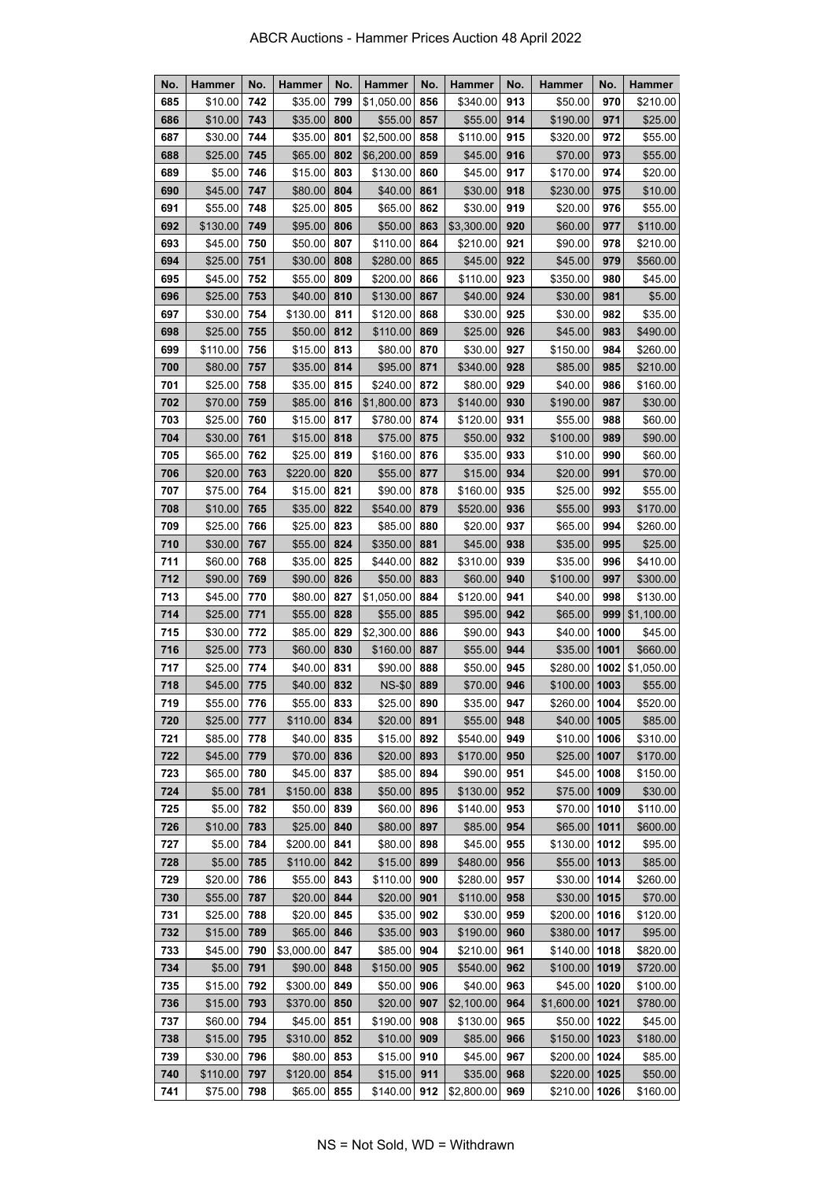# ABCR Auctions - Hammer Prices Auction 48 April 2022

| No. | Hammer | No. | Hammer | No. | Hammer | No. | Hammer | No. | Hammer | No. | Hammer |
|---|---|---|---|---|---|---|---|---|---|---|---|
| 685 | $10.00 | 742 | $35.00 | 799 | $1,050.00 | 856 | $340.00 | 913 | $50.00 | 970 | $210.00 |
| 686 | $10.00 | 743 | $35.00 | 800 | $55.00 | 857 | $55.00 | 914 | $190.00 | 971 | $25.00 |
| 687 | $30.00 | 744 | $35.00 | 801 | $2,500.00 | 858 | $110.00 | 915 | $320.00 | 972 | $55.00 |
| 688 | $25.00 | 745 | $65.00 | 802 | $6,200.00 | 859 | $45.00 | 916 | $70.00 | 973 | $55.00 |
| 689 | $5.00 | 746 | $15.00 | 803 | $130.00 | 860 | $45.00 | 917 | $170.00 | 974 | $20.00 |
| 690 | $45.00 | 747 | $80.00 | 804 | $40.00 | 861 | $30.00 | 918 | $230.00 | 975 | $10.00 |
| 691 | $55.00 | 748 | $25.00 | 805 | $65.00 | 862 | $30.00 | 919 | $20.00 | 976 | $55.00 |
| 692 | $130.00 | 749 | $95.00 | 806 | $50.00 | 863 | $3,300.00 | 920 | $60.00 | 977 | $110.00 |
| 693 | $45.00 | 750 | $50.00 | 807 | $110.00 | 864 | $210.00 | 921 | $90.00 | 978 | $210.00 |
| 694 | $25.00 | 751 | $30.00 | 808 | $280.00 | 865 | $45.00 | 922 | $45.00 | 979 | $560.00 |
| 695 | $45.00 | 752 | $55.00 | 809 | $200.00 | 866 | $110.00 | 923 | $350.00 | 980 | $45.00 |
| 696 | $25.00 | 753 | $40.00 | 810 | $130.00 | 867 | $40.00 | 924 | $30.00 | 981 | $5.00 |
| 697 | $30.00 | 754 | $130.00 | 811 | $120.00 | 868 | $30.00 | 925 | $30.00 | 982 | $35.00 |
| 698 | $25.00 | 755 | $50.00 | 812 | $110.00 | 869 | $25.00 | 926 | $45.00 | 983 | $490.00 |
| 699 | $110.00 | 756 | $15.00 | 813 | $80.00 | 870 | $30.00 | 927 | $150.00 | 984 | $260.00 |
| 700 | $80.00 | 757 | $35.00 | 814 | $95.00 | 871 | $340.00 | 928 | $85.00 | 985 | $210.00 |
| 701 | $25.00 | 758 | $35.00 | 815 | $240.00 | 872 | $80.00 | 929 | $40.00 | 986 | $160.00 |
| 702 | $70.00 | 759 | $85.00 | 816 | $1,800.00 | 873 | $140.00 | 930 | $190.00 | 987 | $30.00 |
| 703 | $25.00 | 760 | $15.00 | 817 | $780.00 | 874 | $120.00 | 931 | $55.00 | 988 | $60.00 |
| 704 | $30.00 | 761 | $15.00 | 818 | $75.00 | 875 | $50.00 | 932 | $100.00 | 989 | $90.00 |
| 705 | $65.00 | 762 | $25.00 | 819 | $160.00 | 876 | $35.00 | 933 | $10.00 | 990 | $60.00 |
| 706 | $20.00 | 763 | $220.00 | 820 | $55.00 | 877 | $15.00 | 934 | $20.00 | 991 | $70.00 |
| 707 | $75.00 | 764 | $15.00 | 821 | $90.00 | 878 | $160.00 | 935 | $25.00 | 992 | $55.00 |
| 708 | $10.00 | 765 | $35.00 | 822 | $540.00 | 879 | $520.00 | 936 | $55.00 | 993 | $170.00 |
| 709 | $25.00 | 766 | $25.00 | 823 | $85.00 | 880 | $20.00 | 937 | $65.00 | 994 | $260.00 |
| 710 | $30.00 | 767 | $55.00 | 824 | $350.00 | 881 | $45.00 | 938 | $35.00 | 995 | $25.00 |
| 711 | $60.00 | 768 | $35.00 | 825 | $440.00 | 882 | $310.00 | 939 | $35.00 | 996 | $410.00 |
| 712 | $90.00 | 769 | $90.00 | 826 | $50.00 | 883 | $60.00 | 940 | $100.00 | 997 | $300.00 |
| 713 | $45.00 | 770 | $80.00 | 827 | $1,050.00 | 884 | $120.00 | 941 | $40.00 | 998 | $130.00 |
| 714 | $25.00 | 771 | $55.00 | 828 | $55.00 | 885 | $95.00 | 942 | $65.00 | 999 | $1,100.00 |
| 715 | $30.00 | 772 | $85.00 | 829 | $2,300.00 | 886 | $90.00 | 943 | $40.00 | 1000 | $45.00 |
| 716 | $25.00 | 773 | $60.00 | 830 | $160.00 | 887 | $55.00 | 944 | $35.00 | 1001 | $660.00 |
| 717 | $25.00 | 774 | $40.00 | 831 | $90.00 | 888 | $50.00 | 945 | $280.00 | 1002 | $1,050.00 |
| 718 | $45.00 | 775 | $40.00 | 832 | NS-$0 | 889 | $70.00 | 946 | $100.00 | 1003 | $55.00 |
| 719 | $55.00 | 776 | $55.00 | 833 | $25.00 | 890 | $35.00 | 947 | $260.00 | 1004 | $520.00 |
| 720 | $25.00 | 777 | $110.00 | 834 | $20.00 | 891 | $55.00 | 948 | $40.00 | 1005 | $85.00 |
| 721 | $85.00 | 778 | $40.00 | 835 | $15.00 | 892 | $540.00 | 949 | $10.00 | 1006 | $310.00 |
| 722 | $45.00 | 779 | $70.00 | 836 | $20.00 | 893 | $170.00 | 950 | $25.00 | 1007 | $170.00 |
| 723 | $65.00 | 780 | $45.00 | 837 | $85.00 | 894 | $90.00 | 951 | $45.00 | 1008 | $150.00 |
| 724 | $5.00 | 781 | $150.00 | 838 | $50.00 | 895 | $130.00 | 952 | $75.00 | 1009 | $30.00 |
| 725 | $5.00 | 782 | $50.00 | 839 | $60.00 | 896 | $140.00 | 953 | $70.00 | 1010 | $110.00 |
| 726 | $10.00 | 783 | $25.00 | 840 | $80.00 | 897 | $85.00 | 954 | $65.00 | 1011 | $600.00 |
| 727 | $5.00 | 784 | $200.00 | 841 | $80.00 | 898 | $45.00 | 955 | $130.00 | 1012 | $95.00 |
| 728 | $5.00 | 785 | $110.00 | 842 | $15.00 | 899 | $480.00 | 956 | $55.00 | 1013 | $85.00 |
| 729 | $20.00 | 786 | $55.00 | 843 | $110.00 | 900 | $280.00 | 957 | $30.00 | 1014 | $260.00 |
| 730 | $55.00 | 787 | $20.00 | 844 | $20.00 | 901 | $110.00 | 958 | $30.00 | 1015 | $70.00 |
| 731 | $25.00 | 788 | $20.00 | 845 | $35.00 | 902 | $30.00 | 959 | $200.00 | 1016 | $120.00 |
| 732 | $15.00 | 789 | $65.00 | 846 | $35.00 | 903 | $190.00 | 960 | $380.00 | 1017 | $95.00 |
| 733 | $45.00 | 790 | $3,000.00 | 847 | $85.00 | 904 | $210.00 | 961 | $140.00 | 1018 | $820.00 |
| 734 | $5.00 | 791 | $90.00 | 848 | $150.00 | 905 | $540.00 | 962 | $100.00 | 1019 | $720.00 |
| 735 | $15.00 | 792 | $300.00 | 849 | $50.00 | 906 | $40.00 | 963 | $45.00 | 1020 | $100.00 |
| 736 | $15.00 | 793 | $370.00 | 850 | $20.00 | 907 | $2,100.00 | 964 | $1,600.00 | 1021 | $780.00 |
| 737 | $60.00 | 794 | $45.00 | 851 | $190.00 | 908 | $130.00 | 965 | $50.00 | 1022 | $45.00 |
| 738 | $15.00 | 795 | $310.00 | 852 | $10.00 | 909 | $85.00 | 966 | $150.00 | 1023 | $180.00 |
| 739 | $30.00 | 796 | $80.00 | 853 | $15.00 | 910 | $45.00 | 967 | $200.00 | 1024 | $85.00 |
| 740 | $110.00 | 797 | $120.00 | 854 | $15.00 | 911 | $35.00 | 968 | $220.00 | 1025 | $50.00 |
| 741 | $75.00 | 798 | $65.00 | 855 | $140.00 | 912 | $2,800.00 | 969 | $210.00 | 1026 | $160.00 |

NS = Not Sold, WD = Withdrawn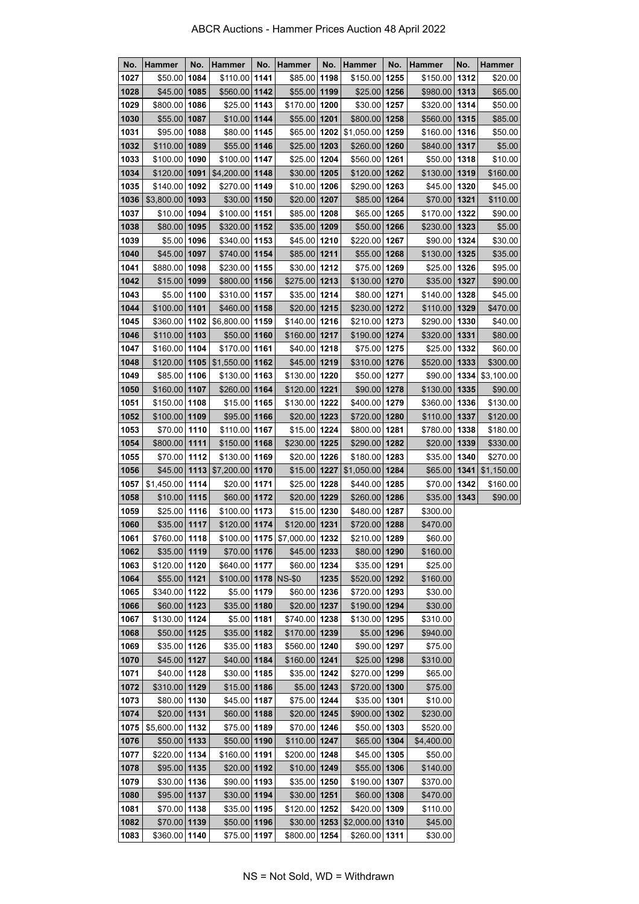# ABCR Auctions - Hammer Prices Auction 48 April 2022

| No. | Hammer | No. | Hammer | No. | Hammer | No. | Hammer | No. | Hammer | No. | Hammer |
|---|---|---|---|---|---|---|---|---|---|---|---|
| 1027 | $50.00 | 1084 | $110.00 | 1141 | $85.00 | 1198 | $150.00 | 1255 | $150.00 | 1312 | $20.00 |
| 1028 | $45.00 | 1085 | $560.00 | 1142 | $55.00 | 1199 | $25.00 | 1256 | $980.00 | 1313 | $65.00 |
| 1029 | $800.00 | 1086 | $25.00 | 1143 | $170.00 | 1200 | $30.00 | 1257 | $320.00 | 1314 | $50.00 |
| 1030 | $55.00 | 1087 | $10.00 | 1144 | $55.00 | 1201 | $800.00 | 1258 | $560.00 | 1315 | $85.00 |
| 1031 | $95.00 | 1088 | $80.00 | 1145 | $65.00 | 1202 | $1,050.00 | 1259 | $160.00 | 1316 | $50.00 |
| 1032 | $110.00 | 1089 | $55.00 | 1146 | $25.00 | 1203 | $260.00 | 1260 | $840.00 | 1317 | $5.00 |
| 1033 | $100.00 | 1090 | $100.00 | 1147 | $25.00 | 1204 | $560.00 | 1261 | $50.00 | 1318 | $10.00 |
| 1034 | $120.00 | 1091 | $4,200.00 | 1148 | $30.00 | 1205 | $120.00 | 1262 | $130.00 | 1319 | $160.00 |
| 1035 | $140.00 | 1092 | $270.00 | 1149 | $10.00 | 1206 | $290.00 | 1263 | $45.00 | 1320 | $45.00 |
| 1036 | $3,800.00 | 1093 | $30.00 | 1150 | $20.00 | 1207 | $85.00 | 1264 | $70.00 | 1321 | $110.00 |
| 1037 | $10.00 | 1094 | $100.00 | 1151 | $85.00 | 1208 | $65.00 | 1265 | $170.00 | 1322 | $90.00 |
| 1038 | $80.00 | 1095 | $320.00 | 1152 | $35.00 | 1209 | $50.00 | 1266 | $230.00 | 1323 | $5.00 |
| 1039 | $5.00 | 1096 | $340.00 | 1153 | $45.00 | 1210 | $220.00 | 1267 | $90.00 | 1324 | $30.00 |
| 1040 | $45.00 | 1097 | $740.00 | 1154 | $85.00 | 1211 | $55.00 | 1268 | $130.00 | 1325 | $35.00 |
| 1041 | $880.00 | 1098 | $230.00 | 1155 | $30.00 | 1212 | $75.00 | 1269 | $25.00 | 1326 | $95.00 |
| 1042 | $15.00 | 1099 | $800.00 | 1156 | $275.00 | 1213 | $130.00 | 1270 | $35.00 | 1327 | $90.00 |
| 1043 | $5.00 | 1100 | $310.00 | 1157 | $35.00 | 1214 | $80.00 | 1271 | $140.00 | 1328 | $45.00 |
| 1044 | $100.00 | 1101 | $460.00 | 1158 | $20.00 | 1215 | $230.00 | 1272 | $110.00 | 1329 | $470.00 |
| 1045 | $360.00 | 1102 | $6,800.00 | 1159 | $140.00 | 1216 | $210.00 | 1273 | $290.00 | 1330 | $40.00 |
| 1046 | $110.00 | 1103 | $50.00 | 1160 | $160.00 | 1217 | $190.00 | 1274 | $320.00 | 1331 | $80.00 |
| 1047 | $160.00 | 1104 | $170.00 | 1161 | $40.00 | 1218 | $75.00 | 1275 | $25.00 | 1332 | $60.00 |
| 1048 | $120.00 | 1105 | $1,550.00 | 1162 | $45.00 | 1219 | $310.00 | 1276 | $520.00 | 1333 | $300.00 |
| 1049 | $85.00 | 1106 | $130.00 | 1163 | $130.00 | 1220 | $50.00 | 1277 | $90.00 | 1334 | $3,100.00 |
| 1050 | $160.00 | 1107 | $260.00 | 1164 | $120.00 | 1221 | $90.00 | 1278 | $130.00 | 1335 | $90.00 |
| 1051 | $150.00 | 1108 | $15.00 | 1165 | $130.00 | 1222 | $400.00 | 1279 | $360.00 | 1336 | $130.00 |
| 1052 | $100.00 | 1109 | $95.00 | 1166 | $20.00 | 1223 | $720.00 | 1280 | $110.00 | 1337 | $120.00 |
| 1053 | $70.00 | 1110 | $110.00 | 1167 | $15.00 | 1224 | $800.00 | 1281 | $780.00 | 1338 | $180.00 |
| 1054 | $800.00 | 1111 | $150.00 | 1168 | $230.00 | 1225 | $290.00 | 1282 | $20.00 | 1339 | $330.00 |
| 1055 | $70.00 | 1112 | $130.00 | 1169 | $20.00 | 1226 | $180.00 | 1283 | $35.00 | 1340 | $270.00 |
| 1056 | $45.00 | 1113 | $7,200.00 | 1170 | $15.00 | 1227 | $1,050.00 | 1284 | $65.00 | 1341 | $1,150.00 |
| 1057 | $1,450.00 | 1114 | $20.00 | 1171 | $25.00 | 1228 | $440.00 | 1285 | $70.00 | 1342 | $160.00 |
| 1058 | $10.00 | 1115 | $60.00 | 1172 | $20.00 | 1229 | $260.00 | 1286 | $35.00 | 1343 | $90.00 |
| 1059 | $25.00 | 1116 | $100.00 | 1173 | $15.00 | 1230 | $480.00 | 1287 | $300.00 | | |
| 1060 | $35.00 | 1117 | $120.00 | 1174 | $120.00 | 1231 | $720.00 | 1288 | $470.00 | | |
| 1061 | $760.00 | 1118 | $100.00 | 1175 | $7,000.00 | 1232 | $210.00 | 1289 | $60.00 | | |
| 1062 | $35.00 | 1119 | $70.00 | 1176 | $45.00 | 1233 | $80.00 | 1290 | $160.00 | | |
| 1063 | $120.00 | 1120 | $640.00 | 1177 | $60.00 | 1234 | $35.00 | 1291 | $25.00 | | |
| 1064 | $55.00 | 1121 | $100.00 | 1178 | NS-$0 | 1235 | $520.00 | 1292 | $160.00 | | |
| 1065 | $340.00 | 1122 | $5.00 | 1179 | $60.00 | 1236 | $720.00 | 1293 | $30.00 | | |
| 1066 | $60.00 | 1123 | $35.00 | 1180 | $20.00 | 1237 | $190.00 | 1294 | $30.00 | | |
| 1067 | $130.00 | 1124 | $5.00 | 1181 | $740.00 | 1238 | $130.00 | 1295 | $310.00 | | |
| 1068 | $50.00 | 1125 | $35.00 | 1182 | $170.00 | 1239 | $5.00 | 1296 | $940.00 | | |
| 1069 | $35.00 | 1126 | $35.00 | 1183 | $560.00 | 1240 | $90.00 | 1297 | $75.00 | | |
| 1070 | $45.00 | 1127 | $40.00 | 1184 | $160.00 | 1241 | $25.00 | 1298 | $310.00 | | |
| 1071 | $40.00 | 1128 | $30.00 | 1185 | $35.00 | 1242 | $270.00 | 1299 | $65.00 | | |
| 1072 | $310.00 | 1129 | $15.00 | 1186 | $5.00 | 1243 | $720.00 | 1300 | $75.00 | | |
| 1073 | $80.00 | 1130 | $45.00 | 1187 | $75.00 | 1244 | $35.00 | 1301 | $10.00 | | |
| 1074 | $20.00 | 1131 | $60.00 | 1188 | $20.00 | 1245 | $900.00 | 1302 | $230.00 | | |
| 1075 | $5,600.00 | 1132 | $75.00 | 1189 | $70.00 | 1246 | $50.00 | 1303 | $520.00 | | |
| 1076 | $50.00 | 1133 | $50.00 | 1190 | $110.00 | 1247 | $65.00 | 1304 | $4,400.00 | | |
| 1077 | $220.00 | 1134 | $160.00 | 1191 | $200.00 | 1248 | $45.00 | 1305 | $50.00 | | |
| 1078 | $95.00 | 1135 | $20.00 | 1192 | $10.00 | 1249 | $55.00 | 1306 | $140.00 | | |
| 1079 | $30.00 | 1136 | $90.00 | 1193 | $35.00 | 1250 | $190.00 | 1307 | $370.00 | | |
| 1080 | $95.00 | 1137 | $30.00 | 1194 | $30.00 | 1251 | $60.00 | 1308 | $470.00 | | |
| 1081 | $70.00 | 1138 | $35.00 | 1195 | $120.00 | 1252 | $420.00 | 1309 | $110.00 | | |
| 1082 | $70.00 | 1139 | $50.00 | 1196 | $30.00 | 1253 | $2,000.00 | 1310 | $45.00 | | |
| 1083 | $360.00 | 1140 | $75.00 | 1197 | $800.00 | 1254 | $260.00 | 1311 | $30.00 | | |

NS = Not Sold, WD = Withdrawn